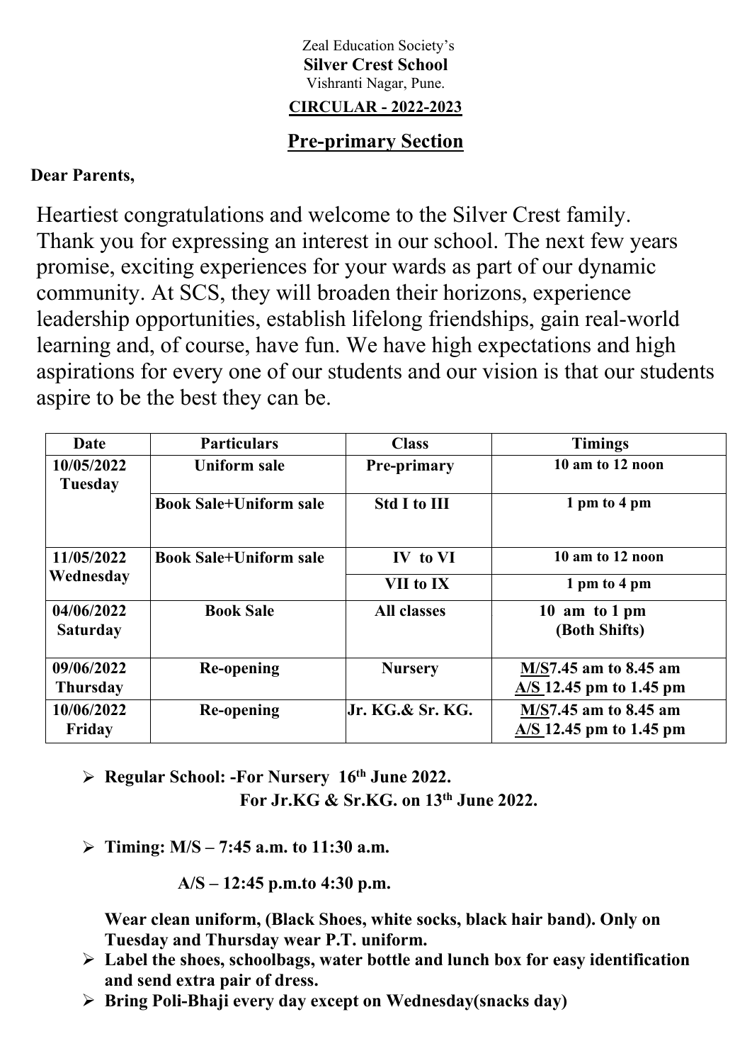Zeal Education Society's

**Silver Crest School**

Vishranti Nagar, Pune.

**CIRCULAR - 2022-2023**

## Pre-primary Section

**Dear Parents,**

Heartiest congratulations and welcome to the Silver Crest family. Thank you for expressing an interest in our school. The next few years promise, exciting experiences for your wards as part of our dynamic community. At SCS, they will broaden their horizons, experience leadership opportunities, establish lifelong friendships, gain real-world learning and, of course, have fun. We have high expectations and high aspirations for every one of our students and our vision is that our students aspire to be the best they can be.

| Date | Particulars | Class | Timings |
|---|---|---|---|
| **10/05/2022 Tuesday** | **Uniform sale** | **Pre-primary** | **10 am to 12 noon** |
| | **Book Sale+Uniform sale** | **Std I to III** | **1 pm to 4 pm** |
| **11/05/2022 Wednesday** | **Book Sale+Uniform sale** | **IV to VI** | **10 am to 12 noon** |
| | | **VII to IX** | **1 pm to 4 pm** |
| **04/06/2022 Saturday** | **Book Sale** | **All classes** | **10 am to 1 pm (Both Shifts)** |
| **09/06/2022 Thursday** | **Re-opening** | **Nursery** | **M/S7.45 am to 8.45 am**<br>**A/S 12.45 pm to 1.45 pm** |
| **10/06/2022 Friday** | **Re-opening** | **Jr. KG.& Sr. KG.** | **M/S7.45 am to 8.45 am**<br>**A/S 12.45 pm to 1.45 pm** |

- **Regular School: -For Nursery 16th June 2022.**
  **For Jr.KG & Sr.KG. on 13th June 2022.**
- **Timing: M/S – 7:45 a.m. to 11:30 a.m.**

  **A/S – 12:45 p.m.to 4:30 p.m.**

  **Wear clean uniform, (Black Shoes, white socks, black hair band). Only on Tuesday and Thursday wear P.T. uniform.**
- **Label the shoes, schoolbags, water bottle and lunch box for easy identification and send extra pair of dress.**
- **Bring Poli-Bhaji every day except on Wednesday(snacks day)**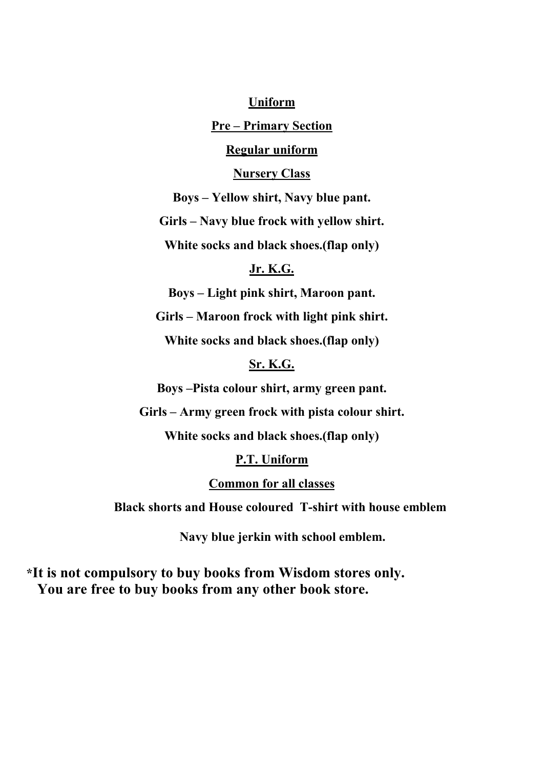## Uniform

### Pre – Primary Section

### Regular uniform

**Nursery Class**

**Boys – Yellow shirt, Navy blue pant.**

**Girls – Navy blue frock with yellow shirt.**

**White socks and black shoes.(flap only)**

**Jr. K.G.**

**Boys – Light pink shirt, Maroon pant.**

**Girls – Maroon frock with light pink shirt.**

**White socks and black shoes.(flap only)**

**Sr. K.G.**

**Boys –Pista colour shirt, army green pant.**

**Girls – Army green frock with pista colour shirt.**

**White socks and black shoes.(flap only)**

### P.T. Uniform

**Common for all classes**

**Black shorts and House coloured T-shirt with house emblem**

**Navy blue jerkin with school emblem.**

***It is not compulsory to buy books from Wisdom stores only. You are free to buy books from any other book store.**